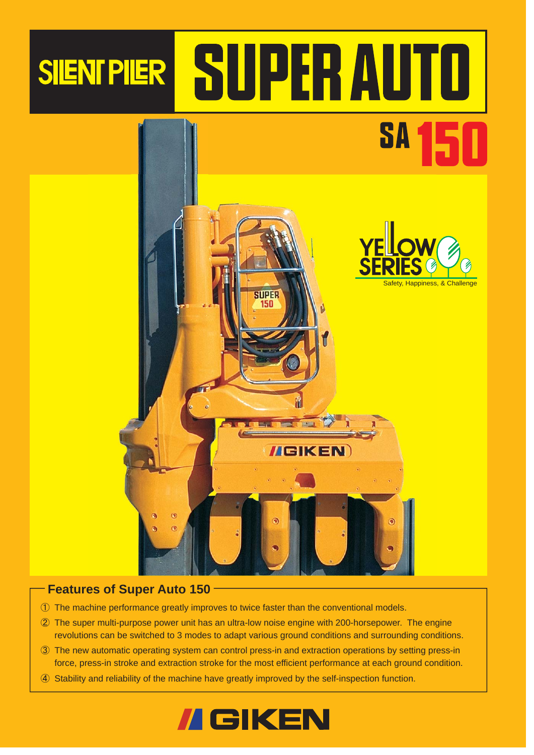# SILENT PILER SUPER AUTO

## SA 150

YELLOW SERIES

Safety, Happiness, & Challenge

### Features of Super Auto 150

① The machine performance greatly improves to twice faster than the conventional models.

② The super multi-purpose power unit has an ultra-low noise engine with 200-horsepower. The engine revolutions can be switched to 3 modes to adapt various ground conditions and surrounding conditions.

③ The new automatic operating system can control press-in and extraction operations by setting press-in force, press-in stroke and extraction stroke for the most efficient performance at each ground condition.

④ Stability and reliability of the machine have greatly improved by the self-inspection function.

GIKEN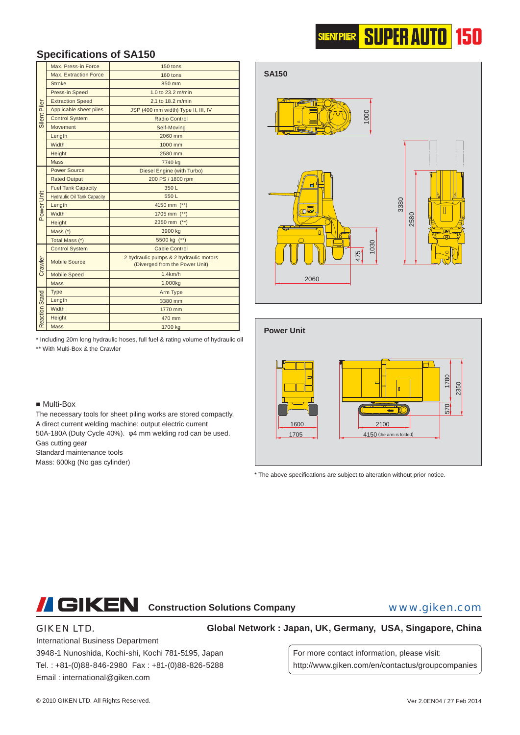SILENT PILER SUPER AUTO 150

## Specifications of SA150

| | | |
|---|---|---|
| Silent Piler | Max. Press-in Force | 150 tons |
| | Max. Extraction Force | 160 tons |
| | Stroke | 850 mm |
| | Press-in Speed | 1.0 to 23.2 m/min |
| | Extraction Speed | 2.1 to 18.2 m/min |
| | Applicable sheet piles | JSP (400 mm width) Type II, III, IV |
| | Control System | Radio Control |
| | Movement | Self-Moving |
| | Length | 2060 mm |
| | Width | 1000 mm |
| | Height | 2580 mm |
| | Mass | 7740 kg |
| Power Unit | Power Source | Diesel Engine (with Turbo) |
| | Rated Output | 200 PS / 1800 rpm |
| | Fuel Tank Capacity | 350 L |
| | Hydraulic Oil Tank Capacity | 550 L |
| | Length | 4150 mm (**) |
| | Width | 1705 mm (**) |
| | Height | 2350 mm (**) |
| | Mass (*) | 3900 kg |
| | Total Mass (*) | 5500 kg (**) |
| Crawler | Control System | Cable Control |
| | Mobile Source | 2 hydraulic pumps & 2 hydraulic motors (Diverged from the Power Unit) |
| | Mobile Speed | 1.4km/h |
| | Mass | 1,000kg |
| Reaction Stand | Type | Arm Type |
| | Length | 3380 mm |
| | Width | 1770 mm |
| | Height | 470 mm |
| | Mass | 1700 kg |

\* Including 20m long hydraulic hoses, full fuel & rating volume of hydraulic oil

** With Multi-Box & the Crawler

**SA150**

1000
3380
2580
1030
475
2060

**Power Unit**

1780
2350
570
1600
1705
2100
4150 (the arm is folded)

■ Multi-Box

The necessary tools for sheet piling works are stored compactly.
A direct current welding machine: output electric current 50A-180A (Duty Cycle 40%). φ4 mm welding rod can be used.
Gas cutting gear
Standard maintenance tools
Mass: 600kg (No gas cylinder)

\* The above specifications are subject to alteration without prior notice.

GIKEN Construction Solutions Company www.giken.com

GIKEN LTD.

Global Network : Japan, UK, Germany, USA, Singapore, China

International Business Department
3948-1 Nunoshida, Kochi-shi, Kochi 781-5195, Japan
Tel. : +81-(0)88-846-2980 Fax : +81-(0)88-826-5288
Email : international@giken.com

For more contact information, please visit:
http://www.giken.com/en/contactus/groupcompanies

© 2010 GIKEN LTD. All Rights Reserved.

Ver 2.0EN04 / 27 Feb 2014